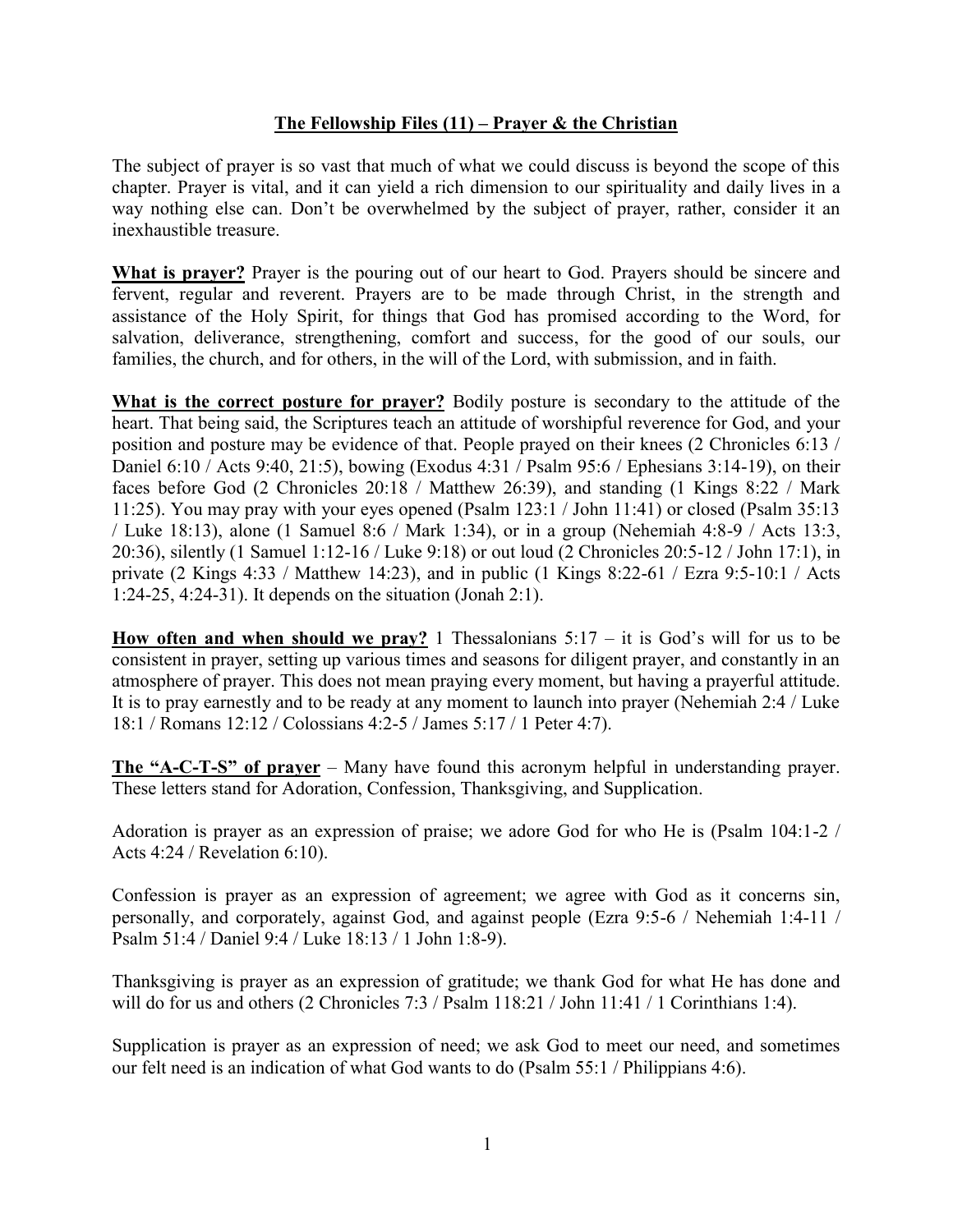# The Fellowship Files (11) – Prayer & the Christian

The subject of prayer is so vast that much of what we could discuss is beyond the scope of this chapter. Prayer is vital, and it can yield a rich dimension to our spirituality and daily lives in a way nothing else can. Don't be overwhelmed by the subject of prayer, rather, consider it an inexhaustible treasure.

**What is prayer?** Prayer is the pouring out of our heart to God. Prayers should be sincere and fervent, regular and reverent. Prayers are to be made through Christ, in the strength and assistance of the Holy Spirit, for things that God has promised according to the Word, for salvation, deliverance, strengthening, comfort and success, for the good of our souls, our families, the church, and for others, in the will of the Lord, with submission, and in faith.

**What is the correct posture for prayer?** Bodily posture is secondary to the attitude of the heart. That being said, the Scriptures teach an attitude of worshipful reverence for God, and your position and posture may be evidence of that. People prayed on their knees (2 Chronicles 6:13 / Daniel 6:10 / Acts 9:40, 21:5), bowing (Exodus 4:31 / Psalm 95:6 / Ephesians 3:14-19), on their faces before God (2 Chronicles 20:18 / Matthew 26:39), and standing (1 Kings 8:22 / Mark 11:25). You may pray with your eyes opened (Psalm 123:1 / John 11:41) or closed (Psalm 35:13 / Luke 18:13), alone (1 Samuel 8:6 / Mark 1:34), or in a group (Nehemiah 4:8-9 / Acts 13:3, 20:36), silently (1 Samuel 1:12-16 / Luke 9:18) or out loud (2 Chronicles 20:5-12 / John 17:1), in private (2 Kings 4:33 / Matthew 14:23), and in public (1 Kings 8:22-61 / Ezra 9:5-10:1 / Acts 1:24-25, 4:24-31). It depends on the situation (Jonah 2:1).

**How often and when should we pray?** 1 Thessalonians 5:17 – it is God's will for us to be consistent in prayer, setting up various times and seasons for diligent prayer, and constantly in an atmosphere of prayer. This does not mean praying every moment, but having a prayerful attitude. It is to pray earnestly and to be ready at any moment to launch into prayer (Nehemiah 2:4 / Luke 18:1 / Romans 12:12 / Colossians 4:2-5 / James 5:17 / 1 Peter 4:7).

**The "A-C-T-S" of prayer** – Many have found this acronym helpful in understanding prayer. These letters stand for Adoration, Confession, Thanksgiving, and Supplication.

Adoration is prayer as an expression of praise; we adore God for who He is (Psalm 104:1-2 / Acts 4:24 / Revelation 6:10).

Confession is prayer as an expression of agreement; we agree with God as it concerns sin, personally, and corporately, against God, and against people (Ezra 9:5-6 / Nehemiah 1:4-11 / Psalm 51:4 / Daniel 9:4 / Luke 18:13 / 1 John 1:8-9).

Thanksgiving is prayer as an expression of gratitude; we thank God for what He has done and will do for us and others (2 Chronicles 7:3 / Psalm 118:21 / John 11:41 / 1 Corinthians 1:4).

Supplication is prayer as an expression of need; we ask God to meet our need, and sometimes our felt need is an indication of what God wants to do (Psalm 55:1 / Philippians 4:6).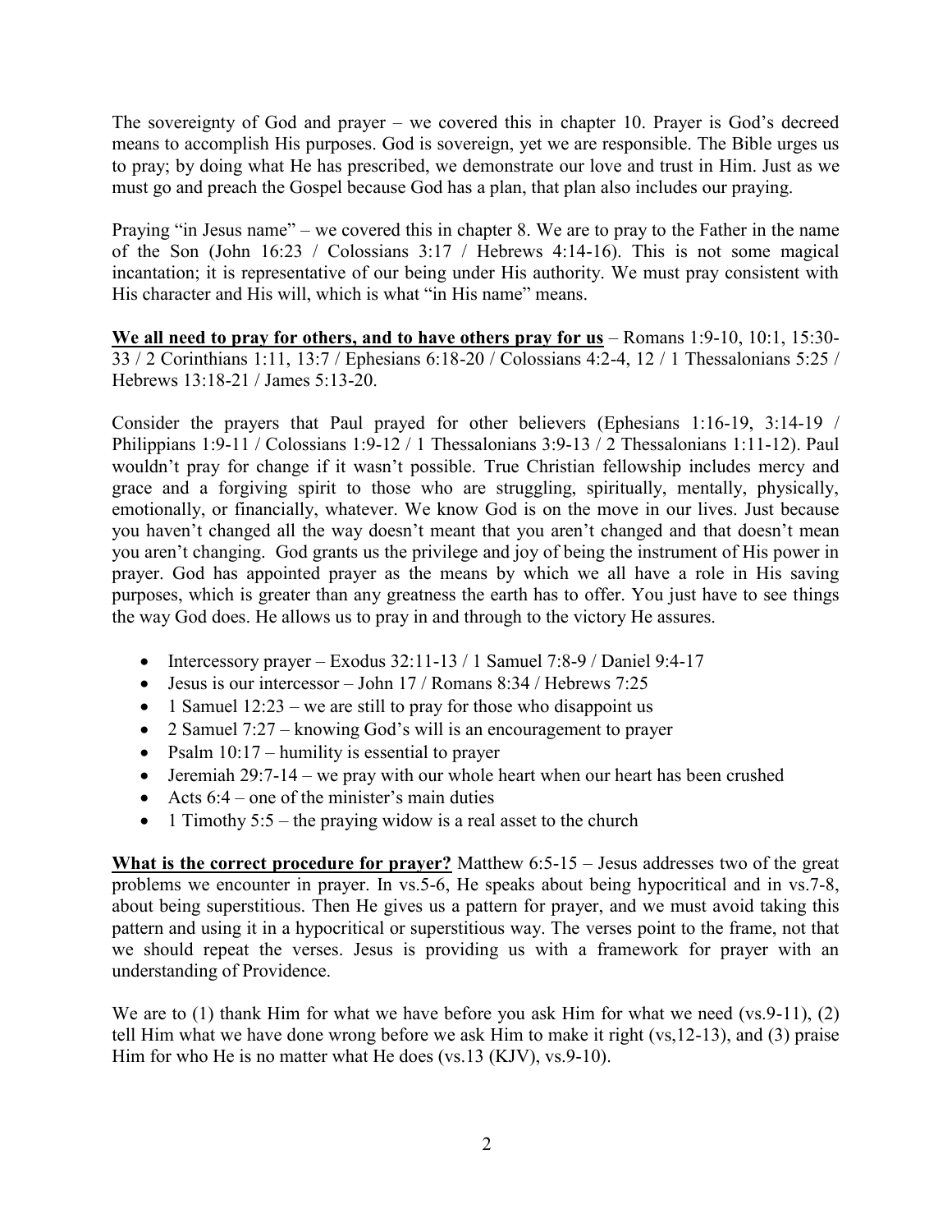The sovereignty of God and prayer – we covered this in chapter 10. Prayer is God's decreed means to accomplish His purposes. God is sovereign, yet we are responsible. The Bible urges us to pray; by doing what He has prescribed, we demonstrate our love and trust in Him. Just as we must go and preach the Gospel because God has a plan, that plan also includes our praying.

Praying "in Jesus name" – we covered this in chapter 8. We are to pray to the Father in the name of the Son (John 16:23 / Colossians 3:17 / Hebrews 4:14-16). This is not some magical incantation; it is representative of our being under His authority. We must pray consistent with His character and His will, which is what "in His name" means.

**We all need to pray for others, and to have others pray for us** – Romans 1:9-10, 10:1, 15:30-33 / 2 Corinthians 1:11, 13:7 / Ephesians 6:18-20 / Colossians 4:2-4, 12 / 1 Thessalonians 5:25 / Hebrews 13:18-21 / James 5:13-20.

Consider the prayers that Paul prayed for other believers (Ephesians 1:16-19, 3:14-19 / Philippians 1:9-11 / Colossians 1:9-12 / 1 Thessalonians 3:9-13 / 2 Thessalonians 1:11-12). Paul wouldn't pray for change if it wasn't possible. True Christian fellowship includes mercy and grace and a forgiving spirit to those who are struggling, spiritually, mentally, physically, emotionally, or financially, whatever. We know God is on the move in our lives. Just because you haven't changed all the way doesn't meant that you aren't changed and that doesn't mean you aren't changing. God grants us the privilege and joy of being the instrument of His power in prayer. God has appointed prayer as the means by which we all have a role in His saving purposes, which is greater than any greatness the earth has to offer. You just have to see things the way God does. He allows us to pray in and through to the victory He assures.

- Intercessory prayer – Exodus 32:11-13 / 1 Samuel 7:8-9 / Daniel 9:4-17
- Jesus is our intercessor – John 17 / Romans 8:34 / Hebrews 7:25
- 1 Samuel 12:23 – we are still to pray for those who disappoint us
- 2 Samuel 7:27 – knowing God's will is an encouragement to prayer
- Psalm 10:17 – humility is essential to prayer
- Jeremiah 29:7-14 – we pray with our whole heart when our heart has been crushed
- Acts 6:4 – one of the minister's main duties
- 1 Timothy 5:5 – the praying widow is a real asset to the church

**What is the correct procedure for prayer?** Matthew 6:5-15 – Jesus addresses two of the great problems we encounter in prayer. In vs.5-6, He speaks about being hypocritical and in vs.7-8, about being superstitious. Then He gives us a pattern for prayer, and we must avoid taking this pattern and using it in a hypocritical or superstitious way. The verses point to the frame, not that we should repeat the verses. Jesus is providing us with a framework for prayer with an understanding of Providence.

We are to (1) thank Him for what we have before you ask Him for what we need (vs.9-11), (2) tell Him what we have done wrong before we ask Him to make it right (vs,12-13), and (3) praise Him for who He is no matter what He does (vs.13 (KJV), vs.9-10).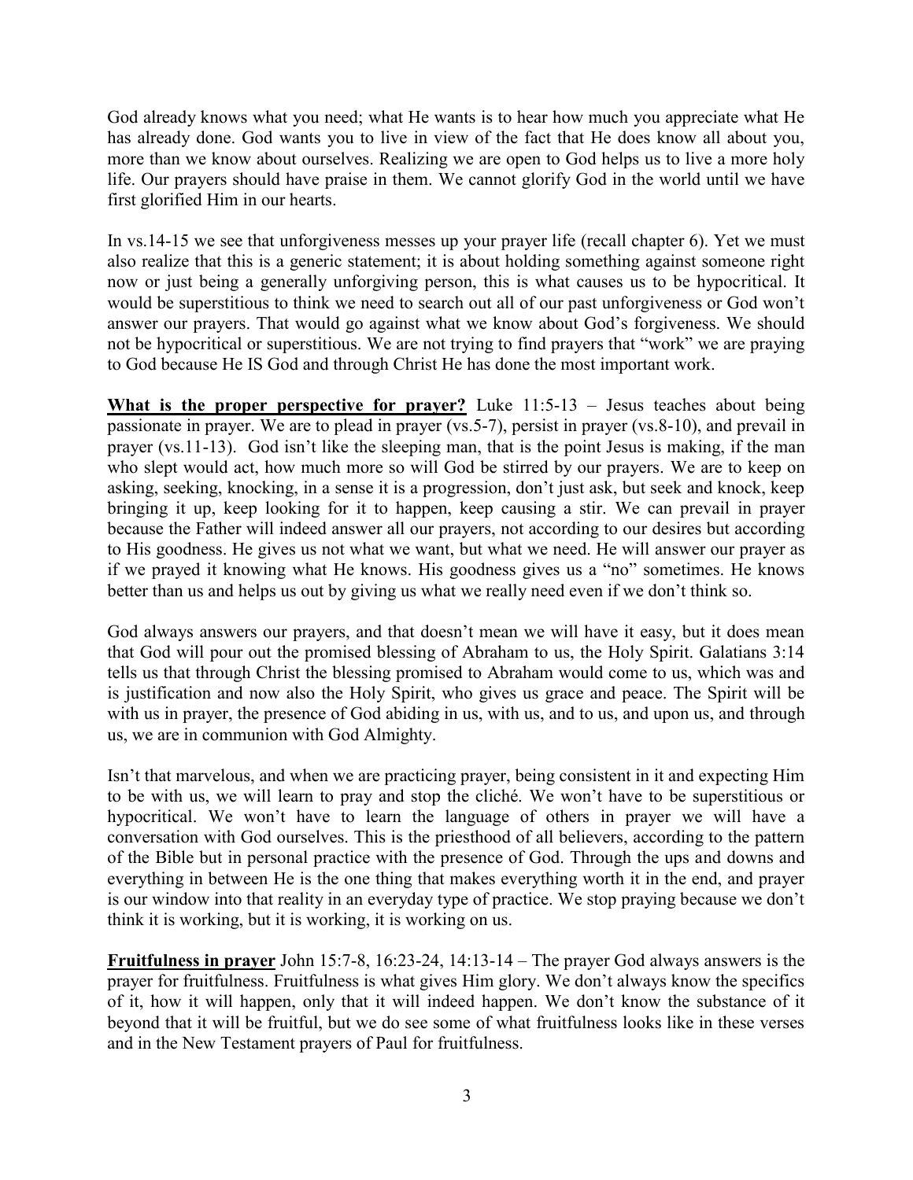God already knows what you need; what He wants is to hear how much you appreciate what He has already done. God wants you to live in view of the fact that He does know all about you, more than we know about ourselves. Realizing we are open to God helps us to live a more holy life. Our prayers should have praise in them. We cannot glorify God in the world until we have first glorified Him in our hearts.

In vs.14-15 we see that unforgiveness messes up your prayer life (recall chapter 6). Yet we must also realize that this is a generic statement; it is about holding something against someone right now or just being a generally unforgiving person, this is what causes us to be hypocritical. It would be superstitious to think we need to search out all of our past unforgiveness or God won't answer our prayers. That would go against what we know about God's forgiveness. We should not be hypocritical or superstitious. We are not trying to find prayers that "work" we are praying to God because He IS God and through Christ He has done the most important work.

<u>**What is the proper perspective for prayer?**</u> Luke 11:5-13 – Jesus teaches about being passionate in prayer. We are to plead in prayer (vs.5-7), persist in prayer (vs.8-10), and prevail in prayer (vs.11-13). God isn't like the sleeping man, that is the point Jesus is making, if the man who slept would act, how much more so will God be stirred by our prayers. We are to keep on asking, seeking, knocking, in a sense it is a progression, don't just ask, but seek and knock, keep bringing it up, keep looking for it to happen, keep causing a stir. We can prevail in prayer because the Father will indeed answer all our prayers, not according to our desires but according to His goodness. He gives us not what we want, but what we need. He will answer our prayer as if we prayed it knowing what He knows. His goodness gives us a "no" sometimes. He knows better than us and helps us out by giving us what we really need even if we don't think so.

God always answers our prayers, and that doesn't mean we will have it easy, but it does mean that God will pour out the promised blessing of Abraham to us, the Holy Spirit. Galatians 3:14 tells us that through Christ the blessing promised to Abraham would come to us, which was and is justification and now also the Holy Spirit, who gives us grace and peace. The Spirit will be with us in prayer, the presence of God abiding in us, with us, and to us, and upon us, and through us, we are in communion with God Almighty.

Isn't that marvelous, and when we are practicing prayer, being consistent in it and expecting Him to be with us, we will learn to pray and stop the cliché. We won't have to be superstitious or hypocritical. We won't have to learn the language of others in prayer we will have a conversation with God ourselves. This is the priesthood of all believers, according to the pattern of the Bible but in personal practice with the presence of God. Through the ups and downs and everything in between He is the one thing that makes everything worth it in the end, and prayer is our window into that reality in an everyday type of practice. We stop praying because we don't think it is working, but it is working, it is working on us.

<u>**Fruitfulness in prayer**</u> John 15:7-8, 16:23-24, 14:13-14 – The prayer God always answers is the prayer for fruitfulness. Fruitfulness is what gives Him glory. We don't always know the specifics of it, how it will happen, only that it will indeed happen. We don't know the substance of it beyond that it will be fruitful, but we do see some of what fruitfulness looks like in these verses and in the New Testament prayers of Paul for fruitfulness.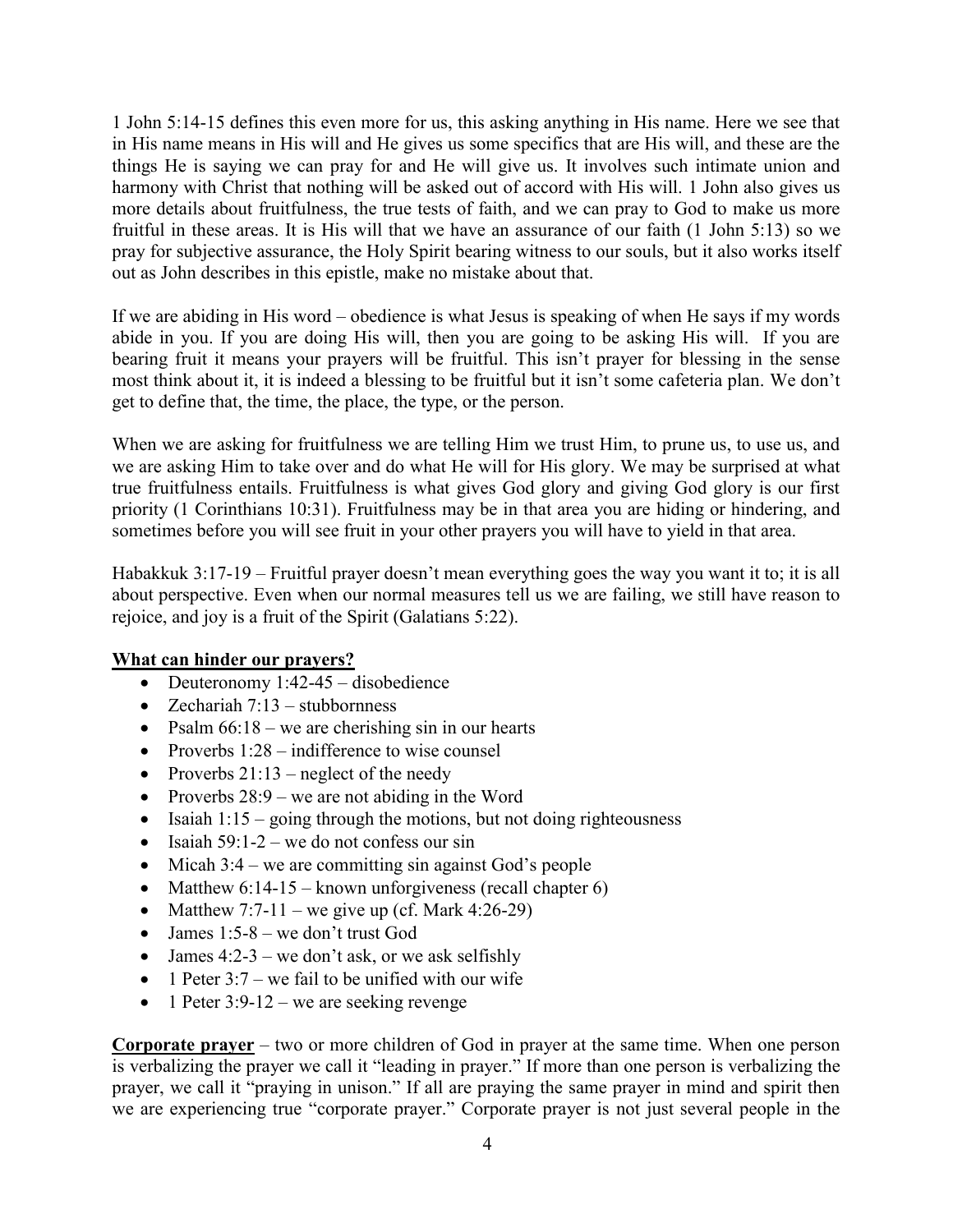1 John 5:14-15 defines this even more for us, this asking anything in His name. Here we see that in His name means in His will and He gives us some specifics that are His will, and these are the things He is saying we can pray for and He will give us. It involves such intimate union and harmony with Christ that nothing will be asked out of accord with His will. 1 John also gives us more details about fruitfulness, the true tests of faith, and we can pray to God to make us more fruitful in these areas. It is His will that we have an assurance of our faith (1 John 5:13) so we pray for subjective assurance, the Holy Spirit bearing witness to our souls, but it also works itself out as John describes in this epistle, make no mistake about that.

If we are abiding in His word – obedience is what Jesus is speaking of when He says if my words abide in you. If you are doing His will, then you are going to be asking His will. If you are bearing fruit it means your prayers will be fruitful. This isn't prayer for blessing in the sense most think about it, it is indeed a blessing to be fruitful but it isn't some cafeteria plan. We don't get to define that, the time, the place, the type, or the person.

When we are asking for fruitfulness we are telling Him we trust Him, to prune us, to use us, and we are asking Him to take over and do what He will for His glory. We may be surprised at what true fruitfulness entails. Fruitfulness is what gives God glory and giving God glory is our first priority (1 Corinthians 10:31). Fruitfulness may be in that area you are hiding or hindering, and sometimes before you will see fruit in your other prayers you will have to yield in that area.

Habakkuk 3:17-19 – Fruitful prayer doesn't mean everything goes the way you want it to; it is all about perspective. Even when our normal measures tell us we are failing, we still have reason to rejoice, and joy is a fruit of the Spirit (Galatians 5:22).

**What can hinder our prayers?**

- Deuteronomy 1:42-45 – disobedience
- Zechariah 7:13 – stubbornness
- Psalm 66:18 – we are cherishing sin in our hearts
- Proverbs 1:28 – indifference to wise counsel
- Proverbs 21:13 – neglect of the needy
- Proverbs 28:9 – we are not abiding in the Word
- Isaiah 1:15 – going through the motions, but not doing righteousness
- Isaiah 59:1-2 – we do not confess our sin
- Micah 3:4 – we are committing sin against God's people
- Matthew 6:14-15 – known unforgiveness (recall chapter 6)
- Matthew 7:7-11 – we give up (cf. Mark 4:26-29)
- James 1:5-8 – we don't trust God
- James 4:2-3 – we don't ask, or we ask selfishly
- 1 Peter 3:7 – we fail to be unified with our wife
- 1 Peter 3:9-12 – we are seeking revenge

**Corporate prayer** – two or more children of God in prayer at the same time. When one person is verbalizing the prayer we call it "leading in prayer." If more than one person is verbalizing the prayer, we call it "praying in unison." If all are praying the same prayer in mind and spirit then we are experiencing true "corporate prayer." Corporate prayer is not just several people in the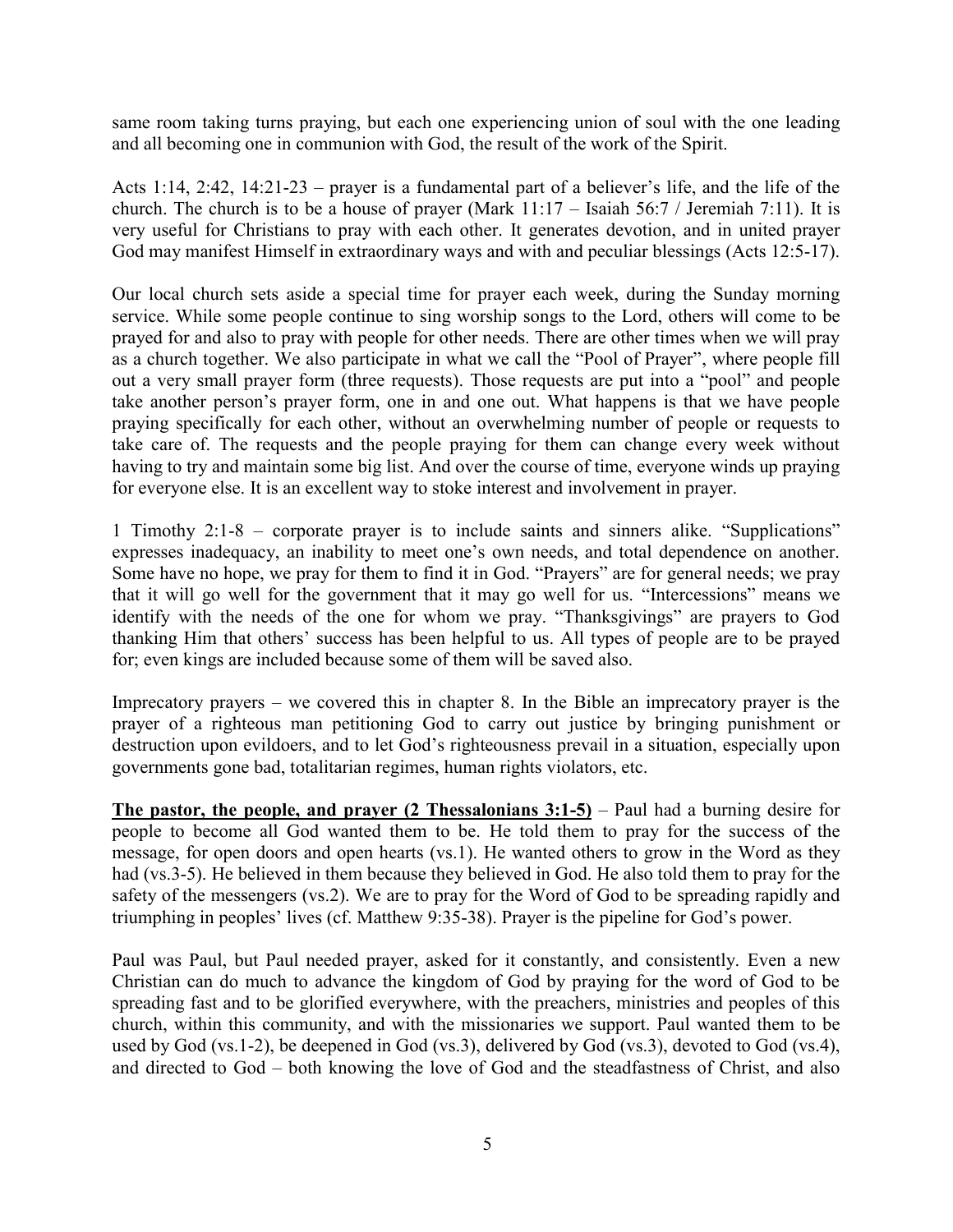same room taking turns praying, but each one experiencing union of soul with the one leading and all becoming one in communion with God, the result of the work of the Spirit.

Acts 1:14, 2:42, 14:21-23 – prayer is a fundamental part of a believer's life, and the life of the church. The church is to be a house of prayer (Mark 11:17 – Isaiah 56:7 / Jeremiah 7:11). It is very useful for Christians to pray with each other. It generates devotion, and in united prayer God may manifest Himself in extraordinary ways and with and peculiar blessings (Acts 12:5-17).

Our local church sets aside a special time for prayer each week, during the Sunday morning service. While some people continue to sing worship songs to the Lord, others will come to be prayed for and also to pray with people for other needs. There are other times when we will pray as a church together. We also participate in what we call the "Pool of Prayer", where people fill out a very small prayer form (three requests). Those requests are put into a "pool" and people take another person's prayer form, one in and one out. What happens is that we have people praying specifically for each other, without an overwhelming number of people or requests to take care of. The requests and the people praying for them can change every week without having to try and maintain some big list. And over the course of time, everyone winds up praying for everyone else. It is an excellent way to stoke interest and involvement in prayer.

1 Timothy 2:1-8 – corporate prayer is to include saints and sinners alike. "Supplications" expresses inadequacy, an inability to meet one's own needs, and total dependence on another. Some have no hope, we pray for them to find it in God. "Prayers" are for general needs; we pray that it will go well for the government that it may go well for us. "Intercessions" means we identify with the needs of the one for whom we pray. "Thanksgivings" are prayers to God thanking Him that others' success has been helpful to us. All types of people are to be prayed for; even kings are included because some of them will be saved also.

Imprecatory prayers – we covered this in chapter 8. In the Bible an imprecatory prayer is the prayer of a righteous man petitioning God to carry out justice by bringing punishment or destruction upon evildoers, and to let God's righteousness prevail in a situation, especially upon governments gone bad, totalitarian regimes, human rights violators, etc.

**The pastor, the people, and prayer (2 Thessalonians 3:1-5)** – Paul had a burning desire for people to become all God wanted them to be. He told them to pray for the success of the message, for open doors and open hearts (vs.1). He wanted others to grow in the Word as they had (vs.3-5). He believed in them because they believed in God. He also told them to pray for the safety of the messengers (vs.2). We are to pray for the Word of God to be spreading rapidly and triumphing in peoples' lives (cf. Matthew 9:35-38). Prayer is the pipeline for God's power.

Paul was Paul, but Paul needed prayer, asked for it constantly, and consistently. Even a new Christian can do much to advance the kingdom of God by praying for the word of God to be spreading fast and to be glorified everywhere, with the preachers, ministries and peoples of this church, within this community, and with the missionaries we support. Paul wanted them to be used by God (vs.1-2), be deepened in God (vs.3), delivered by God (vs.3), devoted to God (vs.4), and directed to God – both knowing the love of God and the steadfastness of Christ, and also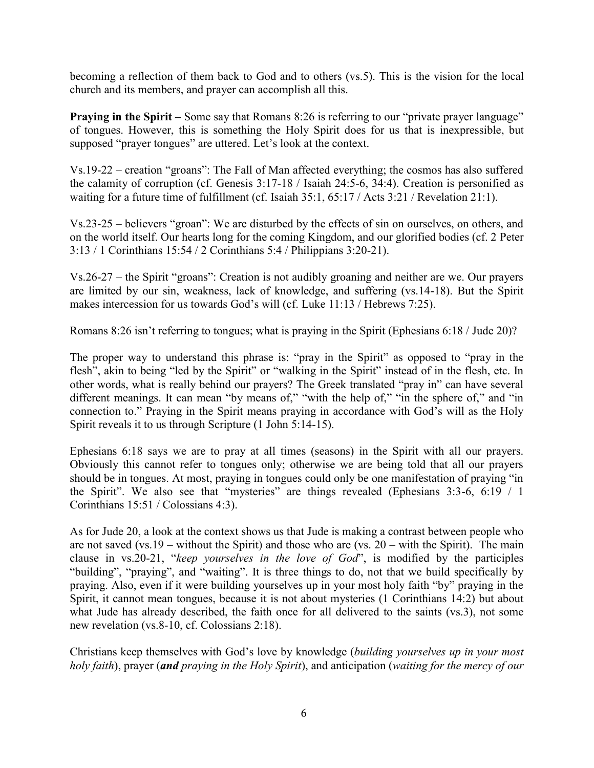becoming a reflection of them back to God and to others (vs.5). This is the vision for the local church and its members, and prayer can accomplish all this.

**Praying in the Spirit –** Some say that Romans 8:26 is referring to our "private prayer language" of tongues. However, this is something the Holy Spirit does for us that is inexpressible, but supposed "prayer tongues" are uttered. Let's look at the context.

Vs.19-22 – creation "groans": The Fall of Man affected everything; the cosmos has also suffered the calamity of corruption (cf. Genesis 3:17-18 / Isaiah 24:5-6, 34:4). Creation is personified as waiting for a future time of fulfillment (cf. Isaiah 35:1, 65:17 / Acts 3:21 / Revelation 21:1).

Vs.23-25 – believers "groan": We are disturbed by the effects of sin on ourselves, on others, and on the world itself. Our hearts long for the coming Kingdom, and our glorified bodies (cf. 2 Peter 3:13 / 1 Corinthians 15:54 / 2 Corinthians 5:4 / Philippians 3:20-21).

Vs.26-27 – the Spirit "groans": Creation is not audibly groaning and neither are we. Our prayers are limited by our sin, weakness, lack of knowledge, and suffering (vs.14-18). But the Spirit makes intercession for us towards God's will (cf. Luke 11:13 / Hebrews 7:25).

Romans 8:26 isn't referring to tongues; what is praying in the Spirit (Ephesians 6:18 / Jude 20)?

The proper way to understand this phrase is: "pray in the Spirit" as opposed to "pray in the flesh", akin to being "led by the Spirit" or "walking in the Spirit" instead of in the flesh, etc. In other words, what is really behind our prayers? The Greek translated "pray in" can have several different meanings. It can mean "by means of," "with the help of," "in the sphere of," and "in connection to." Praying in the Spirit means praying in accordance with God's will as the Holy Spirit reveals it to us through Scripture (1 John 5:14-15).

Ephesians 6:18 says we are to pray at all times (seasons) in the Spirit with all our prayers. Obviously this cannot refer to tongues only; otherwise we are being told that all our prayers should be in tongues. At most, praying in tongues could only be one manifestation of praying "in the Spirit". We also see that "mysteries" are things revealed (Ephesians 3:3-6, 6:19 / 1 Corinthians 15:51 / Colossians 4:3).

As for Jude 20, a look at the context shows us that Jude is making a contrast between people who are not saved (vs.19 – without the Spirit) and those who are (vs. 20 – with the Spirit). The main clause in vs.20-21, "*keep yourselves in the love of God*", is modified by the participles "building", "praying", and "waiting". It is three things to do, not that we build specifically by praying. Also, even if it were building yourselves up in your most holy faith "by" praying in the Spirit, it cannot mean tongues, because it is not about mysteries (1 Corinthians 14:2) but about what Jude has already described, the faith once for all delivered to the saints (vs.3), not some new revelation (vs.8-10, cf. Colossians 2:18).

Christians keep themselves with God's love by knowledge (*building yourselves up in your most holy faith*), prayer (***and** praying in the Holy Spirit*), and anticipation (*waiting for the mercy of our*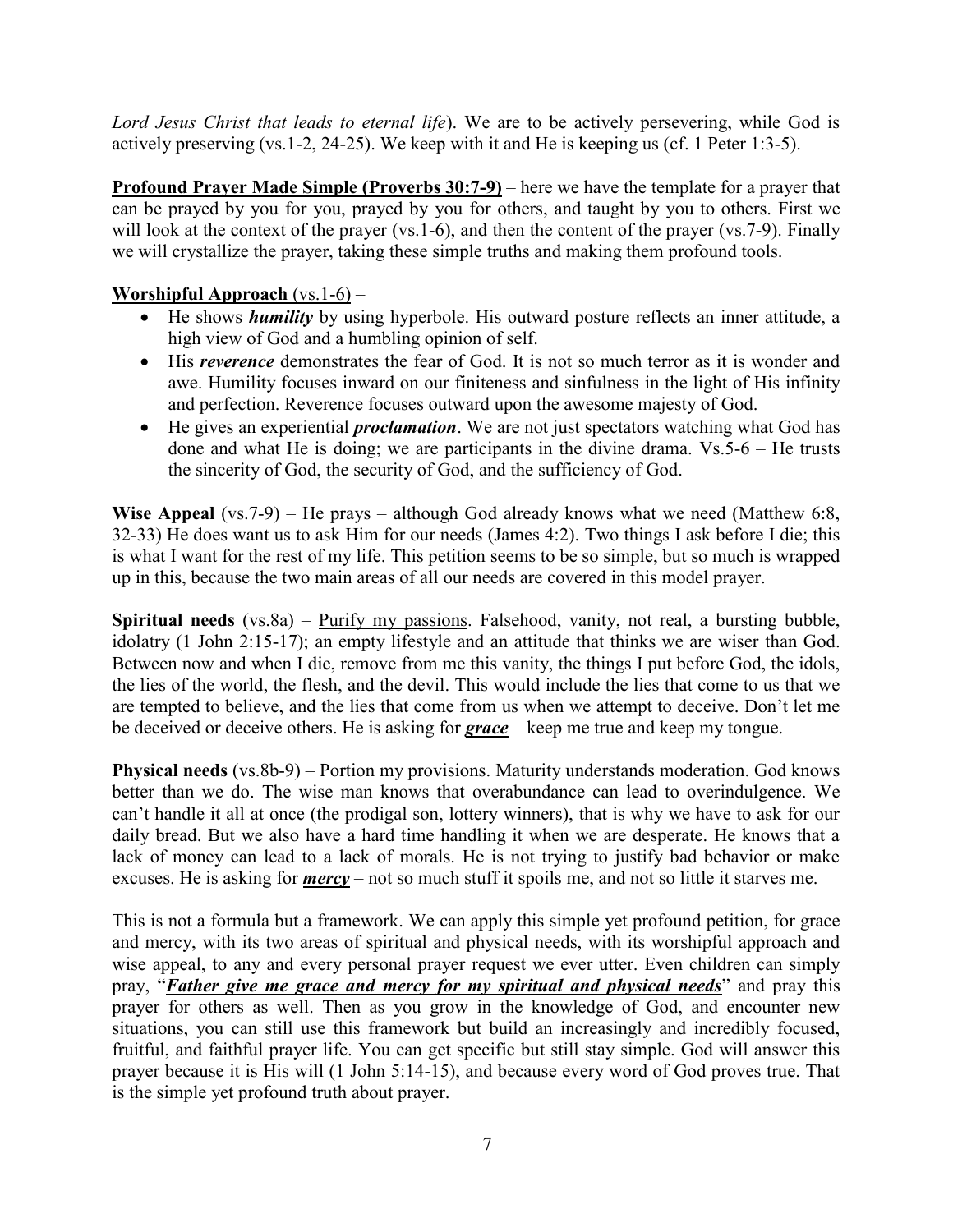*Lord Jesus Christ that leads to eternal life*). We are to be actively persevering, while God is actively preserving (vs.1-2, 24-25). We keep with it and He is keeping us (cf. 1 Peter 1:3-5).

**Profound Prayer Made Simple (Proverbs 30:7-9)** – here we have the template for a prayer that can be prayed by you for you, prayed by you for others, and taught by you to others. First we will look at the context of the prayer (vs.1-6), and then the content of the prayer (vs.7-9). Finally we will crystallize the prayer, taking these simple truths and making them profound tools.

**Worshipful Approach** (vs.1-6) –

- He shows ***humility*** by using hyperbole. His outward posture reflects an inner attitude, a high view of God and a humbling opinion of self.
- His ***reverence*** demonstrates the fear of God. It is not so much terror as it is wonder and awe. Humility focuses inward on our finiteness and sinfulness in the light of His infinity and perfection. Reverence focuses outward upon the awesome majesty of God.
- He gives an experiential ***proclamation***. We are not just spectators watching what God has done and what He is doing; we are participants in the divine drama. Vs.5-6 – He trusts the sincerity of God, the security of God, and the sufficiency of God.

**Wise Appeal** (vs.7-9) – He prays – although God already knows what we need (Matthew 6:8, 32-33) He does want us to ask Him for our needs (James 4:2). Two things I ask before I die; this is what I want for the rest of my life. This petition seems to be so simple, but so much is wrapped up in this, because the two main areas of all our needs are covered in this model prayer.

**Spiritual needs** (vs.8a) – Purify my passions. Falsehood, vanity, not real, a bursting bubble, idolatry (1 John 2:15-17); an empty lifestyle and an attitude that thinks we are wiser than God. Between now and when I die, remove from me this vanity, the things I put before God, the idols, the lies of the world, the flesh, and the devil. This would include the lies that come to us that we are tempted to believe, and the lies that come from us when we attempt to deceive. Don't let me be deceived or deceive others. He is asking for ***grace*** – keep me true and keep my tongue.

**Physical needs** (vs.8b-9) – Portion my provisions. Maturity understands moderation. God knows better than we do. The wise man knows that overabundance can lead to overindulgence. We can't handle it all at once (the prodigal son, lottery winners), that is why we have to ask for our daily bread. But we also have a hard time handling it when we are desperate. He knows that a lack of money can lead to a lack of morals. He is not trying to justify bad behavior or make excuses. He is asking for ***mercy*** – not so much stuff it spoils me, and not so little it starves me.

This is not a formula but a framework. We can apply this simple yet profound petition, for grace and mercy, with its two areas of spiritual and physical needs, with its worshipful approach and wise appeal, to any and every personal prayer request we ever utter. Even children can simply pray, "***Father give me grace and mercy for my spiritual and physical needs***" and pray this prayer for others as well. Then as you grow in the knowledge of God, and encounter new situations, you can still use this framework but build an increasingly and incredibly focused, fruitful, and faithful prayer life. You can get specific but still stay simple. God will answer this prayer because it is His will (1 John 5:14-15), and because every word of God proves true. That is the simple yet profound truth about prayer.